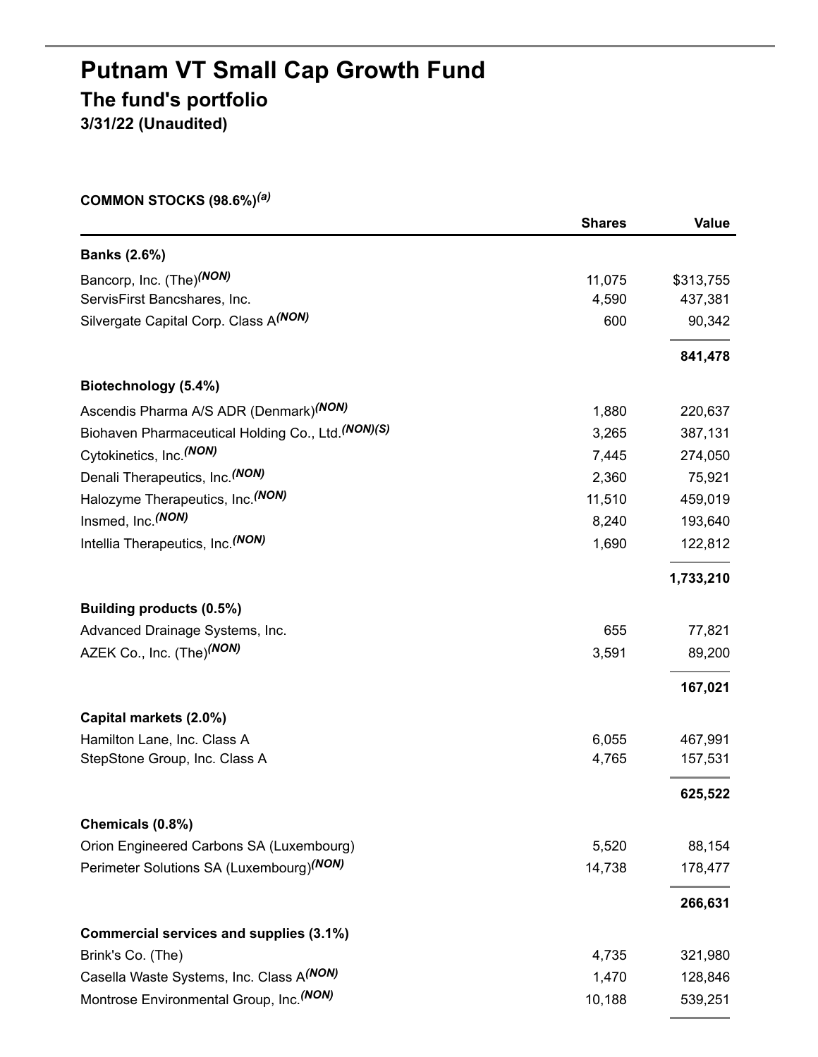# Putnam VT Small Cap Growth Fund

## The fund's portfolio

**3/31/22 (Unaudited)**

**COMMON STOCKS (98.6%)[(a)]**

| | Shares | Value |
|---|---|---|
| **Banks (2.6%)** | | |
| Bancorp, Inc. (The)[(NON)] | 11,075 | $313,755 |
| ServisFirst Bancshares, Inc. | 4,590 | 437,381 |
| Silvergate Capital Corp. Class A[(NON)] | 600 | 90,342 |
| | | **841,478** |
| **Biotechnology (5.4%)** | | |
| Ascendis Pharma A/S ADR (Denmark)[(NON)] | 1,880 | 220,637 |
| Biohaven Pharmaceutical Holding Co., Ltd.[(NON)(S)] | 3,265 | 387,131 |
| Cytokinetics, Inc.[(NON)] | 7,445 | 274,050 |
| Denali Therapeutics, Inc.[(NON)] | 2,360 | 75,921 |
| Halozyme Therapeutics, Inc.[(NON)] | 11,510 | 459,019 |
| Insmed, Inc.[(NON)] | 8,240 | 193,640 |
| Intellia Therapeutics, Inc.[(NON)] | 1,690 | 122,812 |
| | | **1,733,210** |
| **Building products (0.5%)** | | |
| Advanced Drainage Systems, Inc. | 655 | 77,821 |
| AZEK Co., Inc. (The)[(NON)] | 3,591 | 89,200 |
| | | **167,021** |
| **Capital markets (2.0%)** | | |
| Hamilton Lane, Inc. Class A | 6,055 | 467,991 |
| StepStone Group, Inc. Class A | 4,765 | 157,531 |
| | | **625,522** |
| **Chemicals (0.8%)** | | |
| Orion Engineered Carbons SA (Luxembourg) | 5,520 | 88,154 |
| Perimeter Solutions SA (Luxembourg)[(NON)] | 14,738 | 178,477 |
| | | **266,631** |
| **Commercial services and supplies (3.1%)** | | |
| Brink's Co. (The) | 4,735 | 321,980 |
| Casella Waste Systems, Inc. Class A[(NON)] | 1,470 | 128,846 |
| Montrose Environmental Group, Inc.[(NON)] | 10,188 | 539,251 |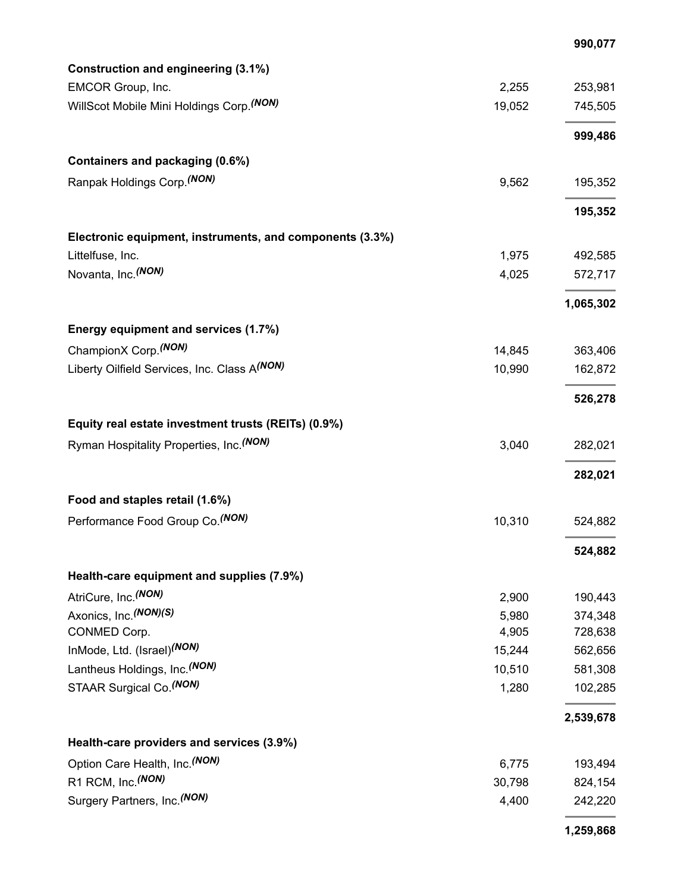| | | |
|---|---|---|
| | | **990,077** |
| **Construction and engineering (3.1%)** | | |
| EMCOR Group, Inc. | 2,255 | 253,981 |
| WillScot Mobile Mini Holdings Corp. *(NON)* | 19,052 | 745,505 |
| | | **999,486** |
| **Containers and packaging (0.6%)** | | |
| Ranpak Holdings Corp. *(NON)* | 9,562 | 195,352 |
| | | **195,352** |
| **Electronic equipment, instruments, and components (3.3%)** | | |
| Littelfuse, Inc. | 1,975 | 492,585 |
| Novanta, Inc. *(NON)* | 4,025 | 572,717 |
| | | **1,065,302** |
| **Energy equipment and services (1.7%)** | | |
| ChampionX Corp. *(NON)* | 14,845 | 363,406 |
| Liberty Oilfield Services, Inc. Class A *(NON)* | 10,990 | 162,872 |
| | | **526,278** |
| **Equity real estate investment trusts (REITs) (0.9%)** | | |
| Ryman Hospitality Properties, Inc. *(NON)* | 3,040 | 282,021 |
| | | **282,021** |
| **Food and staples retail (1.6%)** | | |
| Performance Food Group Co. *(NON)* | 10,310 | 524,882 |
| | | **524,882** |
| **Health-care equipment and supplies (7.9%)** | | |
| AtriCure, Inc. *(NON)* | 2,900 | 190,443 |
| Axonics, Inc. *(NON)(S)* | 5,980 | 374,348 |
| CONMED Corp. | 4,905 | 728,638 |
| InMode, Ltd. (Israel) *(NON)* | 15,244 | 562,656 |
| Lantheus Holdings, Inc. *(NON)* | 10,510 | 581,308 |
| STAAR Surgical Co. *(NON)* | 1,280 | 102,285 |
| | | **2,539,678** |
| **Health-care providers and services (3.9%)** | | |
| Option Care Health, Inc. *(NON)* | 6,775 | 193,494 |
| R1 RCM, Inc. *(NON)* | 30,798 | 824,154 |
| Surgery Partners, Inc. *(NON)* | 4,400 | 242,220 |
| | | **1,259,868** |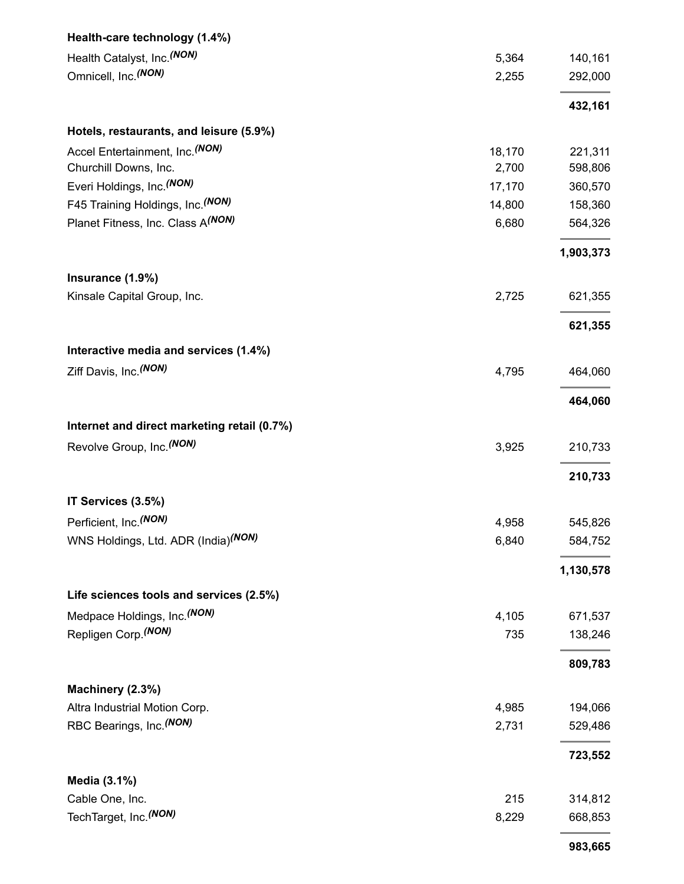| | | |
|---|---|---|
| **Health-care technology (1.4%)** | | |
| Health Catalyst, Inc.(NON) | 5,364 | 140,161 |
| Omnicell, Inc.(NON) | 2,255 | 292,000 |
| | | **432,161** |
| **Hotels, restaurants, and leisure (5.9%)** | | |
| Accel Entertainment, Inc.(NON) | 18,170 | 221,311 |
| Churchill Downs, Inc. | 2,700 | 598,806 |
| Everi Holdings, Inc.(NON) | 17,170 | 360,570 |
| F45 Training Holdings, Inc.(NON) | 14,800 | 158,360 |
| Planet Fitness, Inc. Class A(NON) | 6,680 | 564,326 |
| | | **1,903,373** |
| **Insurance (1.9%)** | | |
| Kinsale Capital Group, Inc. | 2,725 | 621,355 |
| | | **621,355** |
| **Interactive media and services (1.4%)** | | |
| Ziff Davis, Inc.(NON) | 4,795 | 464,060 |
| | | **464,060** |
| **Internet and direct marketing retail (0.7%)** | | |
| Revolve Group, Inc.(NON) | 3,925 | 210,733 |
| | | **210,733** |
| **IT Services (3.5%)** | | |
| Perficient, Inc.(NON) | 4,958 | 545,826 |
| WNS Holdings, Ltd. ADR (India)(NON) | 6,840 | 584,752 |
| | | **1,130,578** |
| **Life sciences tools and services (2.5%)** | | |
| Medpace Holdings, Inc.(NON) | 4,105 | 671,537 |
| Repligen Corp.(NON) | 735 | 138,246 |
| | | **809,783** |
| **Machinery (2.3%)** | | |
| Altra Industrial Motion Corp. | 4,985 | 194,066 |
| RBC Bearings, Inc.(NON) | 2,731 | 529,486 |
| | | **723,552** |
| **Media (3.1%)** | | |
| Cable One, Inc. | 215 | 314,812 |
| TechTarget, Inc.(NON) | 8,229 | 668,853 |
| | | **983,665** |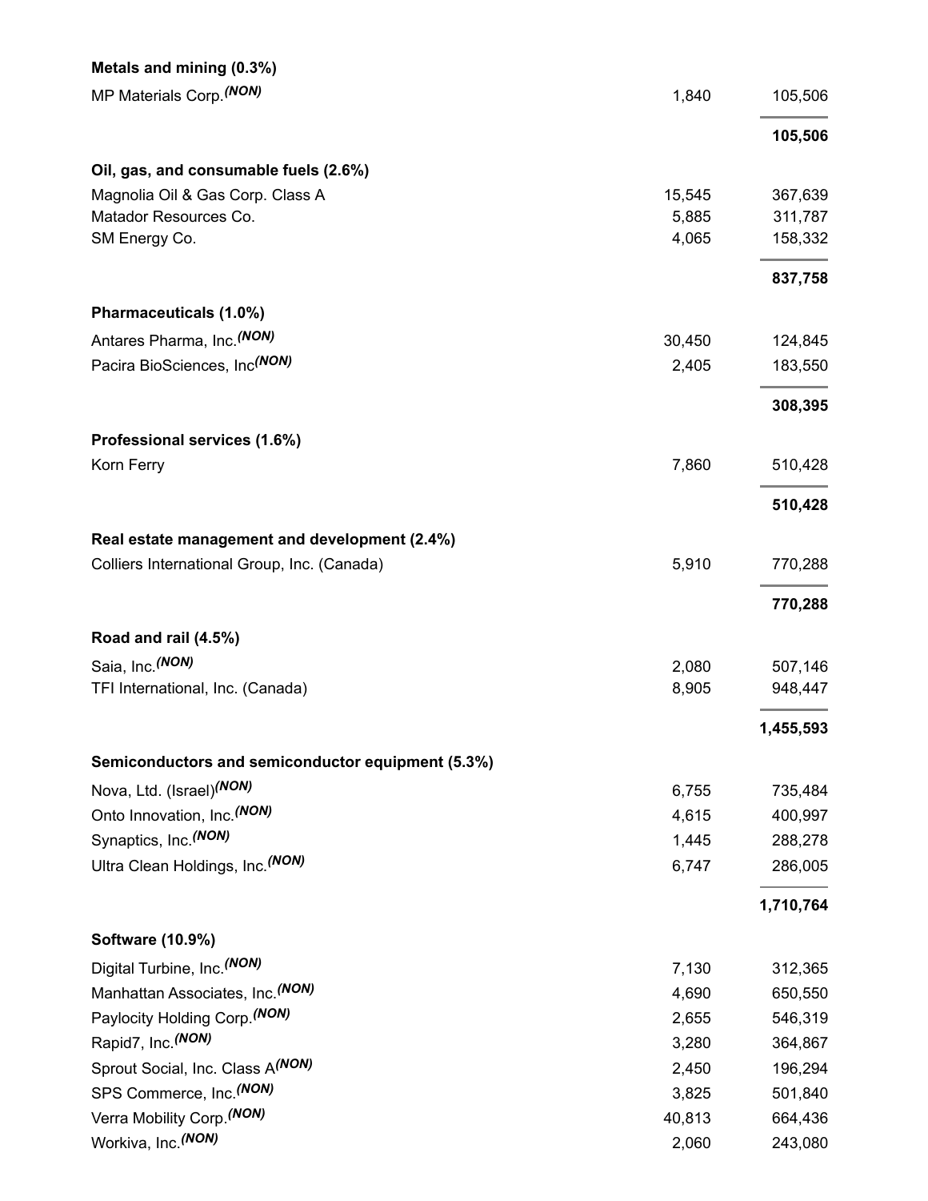| | | |
|---|---|---|
| **Metals and mining (0.3%)** | | |
| MP Materials Corp.(NON) | 1,840 | 105,506 |
| | | **105,506** |
| **Oil, gas, and consumable fuels (2.6%)** | | |
| Magnolia Oil & Gas Corp. Class A | 15,545 | 367,639 |
| Matador Resources Co. | 5,885 | 311,787 |
| SM Energy Co. | 4,065 | 158,332 |
| | | **837,758** |
| **Pharmaceuticals (1.0%)** | | |
| Antares Pharma, Inc.(NON) | 30,450 | 124,845 |
| Pacira BioSciences, Inc(NON) | 2,405 | 183,550 |
| | | **308,395** |
| **Professional services (1.6%)** | | |
| Korn Ferry | 7,860 | 510,428 |
| | | **510,428** |
| **Real estate management and development (2.4%)** | | |
| Colliers International Group, Inc. (Canada) | 5,910 | 770,288 |
| | | **770,288** |
| **Road and rail (4.5%)** | | |
| Saia, Inc.(NON) | 2,080 | 507,146 |
| TFI International, Inc. (Canada) | 8,905 | 948,447 |
| | | **1,455,593** |
| **Semiconductors and semiconductor equipment (5.3%)** | | |
| Nova, Ltd. (Israel)(NON) | 6,755 | 735,484 |
| Onto Innovation, Inc.(NON) | 4,615 | 400,997 |
| Synaptics, Inc.(NON) | 1,445 | 288,278 |
| Ultra Clean Holdings, Inc.(NON) | 6,747 | 286,005 |
| | | **1,710,764** |
| **Software (10.9%)** | | |
| Digital Turbine, Inc.(NON) | 7,130 | 312,365 |
| Manhattan Associates, Inc.(NON) | 4,690 | 650,550 |
| Paylocity Holding Corp.(NON) | 2,655 | 546,319 |
| Rapid7, Inc.(NON) | 3,280 | 364,867 |
| Sprout Social, Inc. Class A(NON) | 2,450 | 196,294 |
| SPS Commerce, Inc.(NON) | 3,825 | 501,840 |
| Verra Mobility Corp.(NON) | 40,813 | 664,436 |
| Workiva, Inc.(NON) | 2,060 | 243,080 |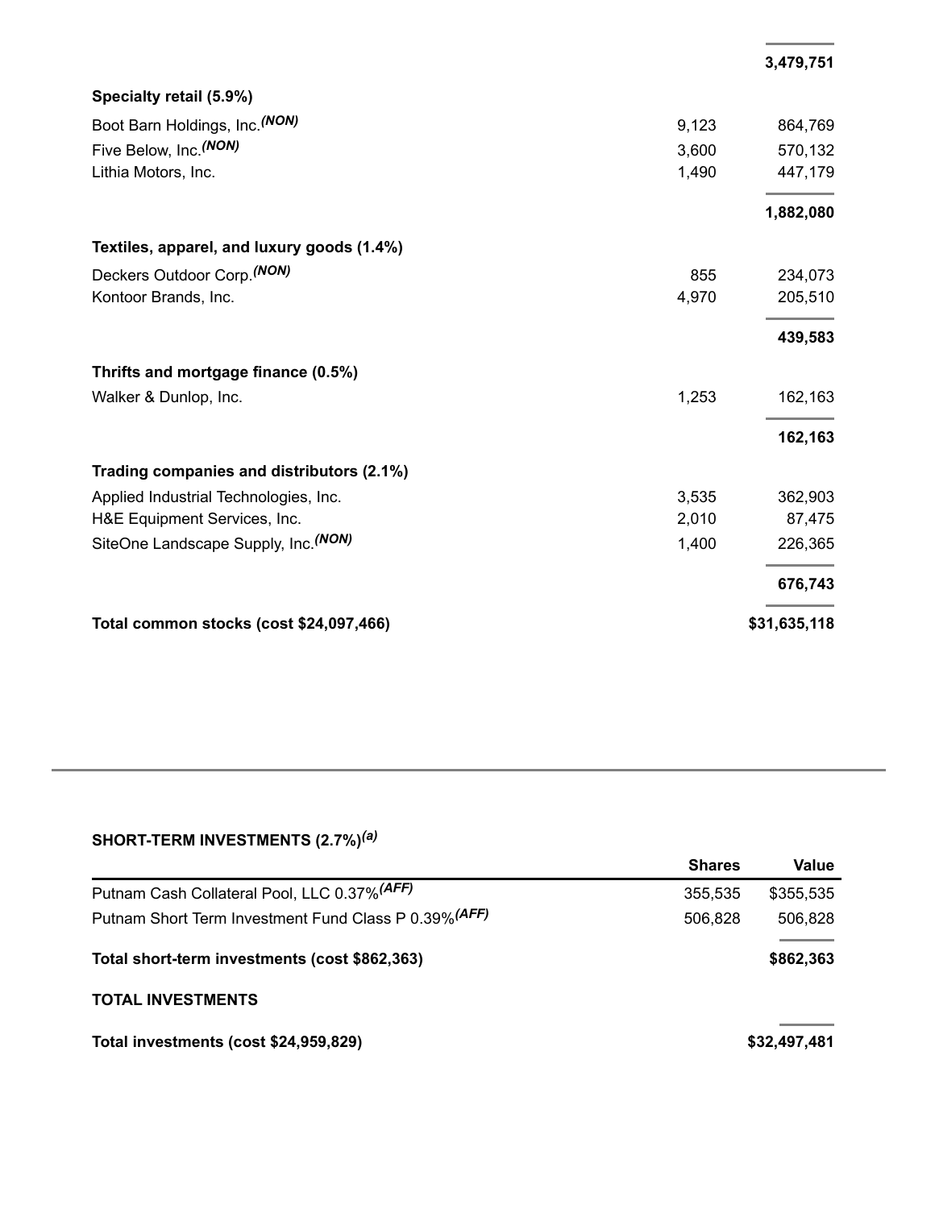| | | |
|---|---|---|
| | | **3,479,751** |
| **Specialty retail (5.9%)** | | |
| Boot Barn Holdings, Inc.*(NON)* | 9,123 | 864,769 |
| Five Below, Inc.*(NON)* | 3,600 | 570,132 |
| Lithia Motors, Inc. | 1,490 | 447,179 |
| | | **1,882,080** |
| **Textiles, apparel, and luxury goods (1.4%)** | | |
| Deckers Outdoor Corp.*(NON)* | 855 | 234,073 |
| Kontoor Brands, Inc. | 4,970 | 205,510 |
| | | **439,583** |
| **Thrifts and mortgage finance (0.5%)** | | |
| Walker & Dunlop, Inc. | 1,253 | 162,163 |
| | | **162,163** |
| **Trading companies and distributors (2.1%)** | | |
| Applied Industrial Technologies, Inc. | 3,535 | 362,903 |
| H&E Equipment Services, Inc. | 2,010 | 87,475 |
| SiteOne Landscape Supply, Inc.*(NON)* | 1,400 | 226,365 |
| | | **676,743** |
| **Total common stocks (cost $24,097,466)** | | **$31,635,118** |

**SHORT-TERM INVESTMENTS (2.7%)*(a)***

| | Shares | Value |
|---|---|---|
| Putnam Cash Collateral Pool, LLC 0.37%*(AFF)* | 355,535 | $355,535 |
| Putnam Short Term Investment Fund Class P 0.39%*(AFF)* | 506,828 | 506,828 |
| **Total short-term investments (cost $862,363)** | | **$862,363** |

**TOTAL INVESTMENTS**

| | |
|---|---|
| **Total investments (cost $24,959,829)** | **$32,497,481** |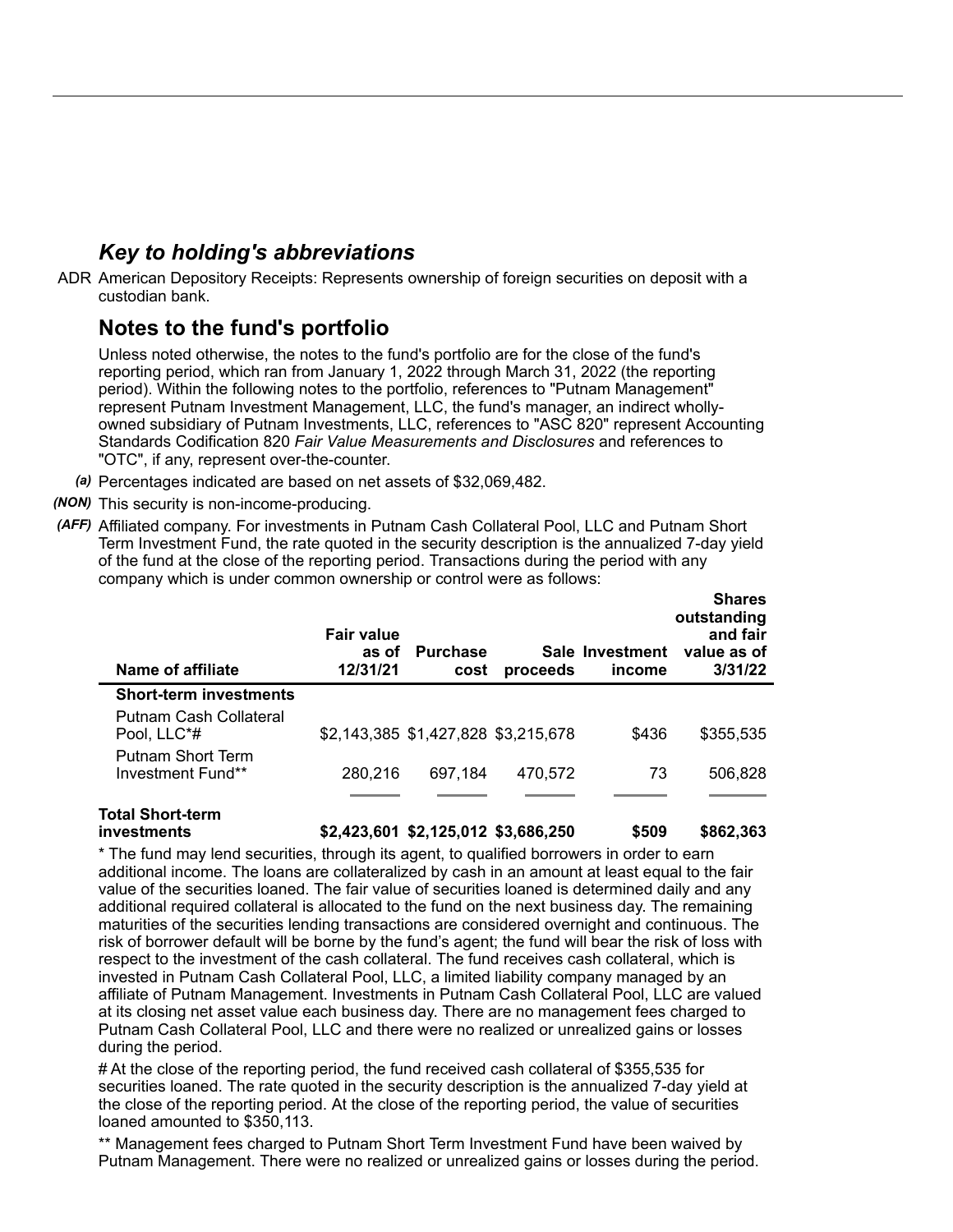## *Key to holding's abbreviations*

ADR American Depository Receipts: Represents ownership of foreign securities on deposit with a custodian bank.

## Notes to the fund's portfolio

Unless noted otherwise, the notes to the fund's portfolio are for the close of the fund's reporting period, which ran from January 1, 2022 through March 31, 2022 (the reporting period). Within the following notes to the portfolio, references to "Putnam Management" represent Putnam Investment Management, LLC, the fund's manager, an indirect wholly-owned subsidiary of Putnam Investments, LLC, references to "ASC 820" represent Accounting Standards Codification 820 *Fair Value Measurements and Disclosures* and references to "OTC", if any, represent over-the-counter.

*(a)* Percentages indicated are based on net assets of $32,069,482.

*(NON)* This security is non-income-producing.

*(AFF)* Affiliated company. For investments in Putnam Cash Collateral Pool, LLC and Putnam Short Term Investment Fund, the rate quoted in the security description is the annualized 7-day yield of the fund at the close of the reporting period. Transactions during the period with any company which is under common ownership or control were as follows:

| Name of affiliate | Fair value as of 12/31/21 | Purchase cost | Sale proceeds | Investment income | Shares outstanding and fair value as of 3/31/22 |
|---|---|---|---|---|---|
| **Short-term investments** | | | | | |
| Putnam Cash Collateral Pool, LLC*# | $2,143,385 | $1,427,828 | $3,215,678 | $436 | $355,535 |
| Putnam Short Term Investment Fund** | 280,216 | 697,184 | 470,572 | 73 | 506,828 |
| **Total Short-term investments** | **$2,423,601** | **$2,125,012** | **$3,686,250** | **$509** | **$862,363** |

* The fund may lend securities, through its agent, to qualified borrowers in order to earn additional income. The loans are collateralized by cash in an amount at least equal to the fair value of the securities loaned. The fair value of securities loaned is determined daily and any additional required collateral is allocated to the fund on the next business day. The remaining maturities of the securities lending transactions are considered overnight and continuous. The risk of borrower default will be borne by the fund's agent; the fund will bear the risk of loss with respect to the investment of the cash collateral. The fund receives cash collateral, which is invested in Putnam Cash Collateral Pool, LLC, a limited liability company managed by an affiliate of Putnam Management. Investments in Putnam Cash Collateral Pool, LLC are valued at its closing net asset value each business day. There are no management fees charged to Putnam Cash Collateral Pool, LLC and there were no realized or unrealized gains or losses during the period.

# At the close of the reporting period, the fund received cash collateral of $355,535 for securities loaned. The rate quoted in the security description is the annualized 7-day yield at the close of the reporting period. At the close of the reporting period, the value of securities loaned amounted to $350,113.

** Management fees charged to Putnam Short Term Investment Fund have been waived by Putnam Management. There were no realized or unrealized gains or losses during the period.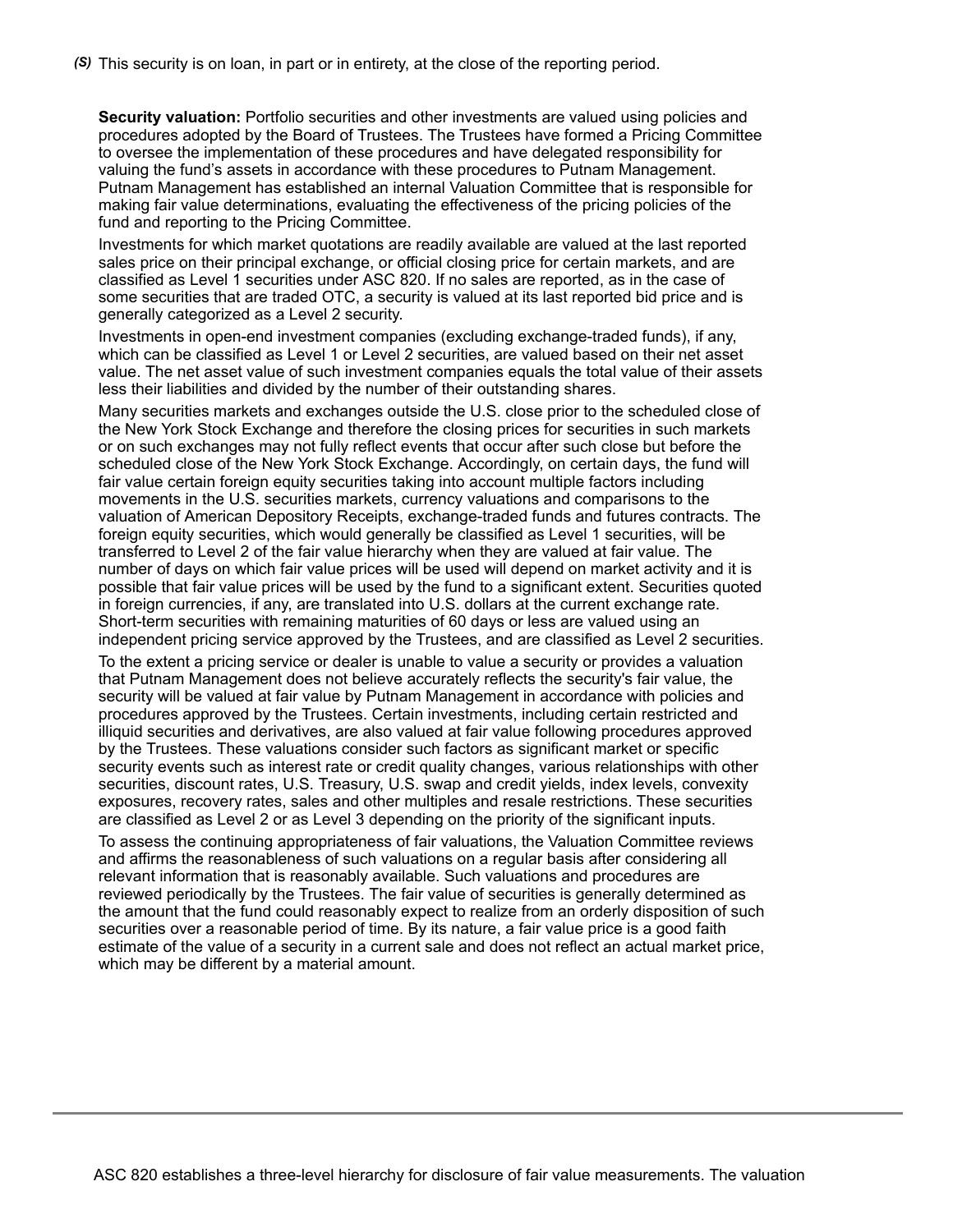*(S)* This security is on loan, in part or in entirety, at the close of the reporting period.

**Security valuation:** Portfolio securities and other investments are valued using policies and procedures adopted by the Board of Trustees. The Trustees have formed a Pricing Committee to oversee the implementation of these procedures and have delegated responsibility for valuing the fund’s assets in accordance with these procedures to Putnam Management. Putnam Management has established an internal Valuation Committee that is responsible for making fair value determinations, evaluating the effectiveness of the pricing policies of the fund and reporting to the Pricing Committee.

Investments for which market quotations are readily available are valued at the last reported sales price on their principal exchange, or official closing price for certain markets, and are classified as Level 1 securities under ASC 820. If no sales are reported, as in the case of some securities that are traded OTC, a security is valued at its last reported bid price and is generally categorized as a Level 2 security.

Investments in open-end investment companies (excluding exchange-traded funds), if any, which can be classified as Level 1 or Level 2 securities, are valued based on their net asset value. The net asset value of such investment companies equals the total value of their assets less their liabilities and divided by the number of their outstanding shares.

Many securities markets and exchanges outside the U.S. close prior to the scheduled close of the New York Stock Exchange and therefore the closing prices for securities in such markets or on such exchanges may not fully reflect events that occur after such close but before the scheduled close of the New York Stock Exchange. Accordingly, on certain days, the fund will fair value certain foreign equity securities taking into account multiple factors including movements in the U.S. securities markets, currency valuations and comparisons to the valuation of American Depository Receipts, exchange-traded funds and futures contracts. The foreign equity securities, which would generally be classified as Level 1 securities, will be transferred to Level 2 of the fair value hierarchy when they are valued at fair value. The number of days on which fair value prices will be used will depend on market activity and it is possible that fair value prices will be used by the fund to a significant extent. Securities quoted in foreign currencies, if any, are translated into U.S. dollars at the current exchange rate. Short-term securities with remaining maturities of 60 days or less are valued using an independent pricing service approved by the Trustees, and are classified as Level 2 securities.

To the extent a pricing service or dealer is unable to value a security or provides a valuation that Putnam Management does not believe accurately reflects the security's fair value, the security will be valued at fair value by Putnam Management in accordance with policies and procedures approved by the Trustees. Certain investments, including certain restricted and illiquid securities and derivatives, are also valued at fair value following procedures approved by the Trustees. These valuations consider such factors as significant market or specific security events such as interest rate or credit quality changes, various relationships with other securities, discount rates, U.S. Treasury, U.S. swap and credit yields, index levels, convexity exposures, recovery rates, sales and other multiples and resale restrictions. These securities are classified as Level 2 or as Level 3 depending on the priority of the significant inputs.

To assess the continuing appropriateness of fair valuations, the Valuation Committee reviews and affirms the reasonableness of such valuations on a regular basis after considering all relevant information that is reasonably available. Such valuations and procedures are reviewed periodically by the Trustees. The fair value of securities is generally determined as the amount that the fund could reasonably expect to realize from an orderly disposition of such securities over a reasonable period of time. By its nature, a fair value price is a good faith estimate of the value of a security in a current sale and does not reflect an actual market price, which may be different by a material amount.

---

ASC 820 establishes a three-level hierarchy for disclosure of fair value measurements. The valuation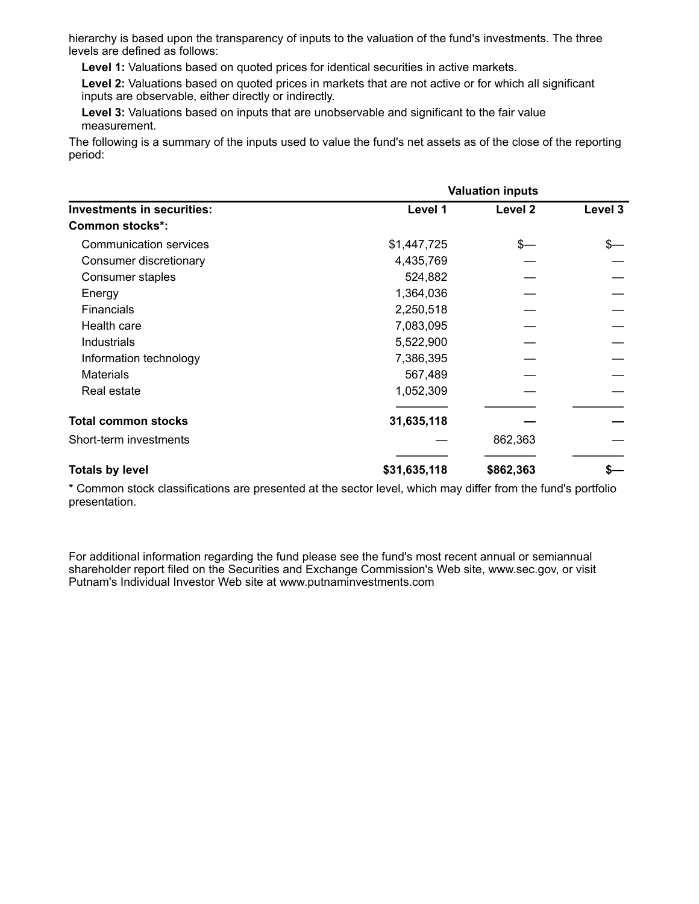hierarchy is based upon the transparency of inputs to the valuation of the fund's investments. The three levels are defined as follows:

**Level 1:** Valuations based on quoted prices for identical securities in active markets.

**Level 2:** Valuations based on quoted prices in markets that are not active or for which all significant inputs are observable, either directly or indirectly.

**Level 3:** Valuations based on inputs that are unobservable and significant to the fair value measurement.

The following is a summary of the inputs used to value the fund's net assets as of the close of the reporting period:

| | Valuation inputs | | |
|---|---|---|---|
| **Investments in securities:** | **Level 1** | **Level 2** | **Level 3** |
| **Common stocks*:** | | | |
| Communication services | $1,447,725 | $— | $— |
| Consumer discretionary | 4,435,769 | — | — |
| Consumer staples | 524,882 | — | — |
| Energy | 1,364,036 | — | — |
| Financials | 2,250,518 | — | — |
| Health care | 7,083,095 | — | — |
| Industrials | 5,522,900 | — | — |
| Information technology | 7,386,395 | — | — |
| Materials | 567,489 | — | — |
| Real estate | 1,052,309 | — | — |
| **Total common stocks** | **31,635,118** | **—** | **—** |
| Short-term investments | — | 862,363 | — |
| **Totals by level** | **$31,635,118** | **$862,363** | **$—** |

* Common stock classifications are presented at the sector level, which may differ from the fund's portfolio presentation.

For additional information regarding the fund please see the fund's most recent annual or semiannual shareholder report filed on the Securities and Exchange Commission's Web site, www.sec.gov, or visit Putnam's Individual Investor Web site at www.putnaminvestments.com